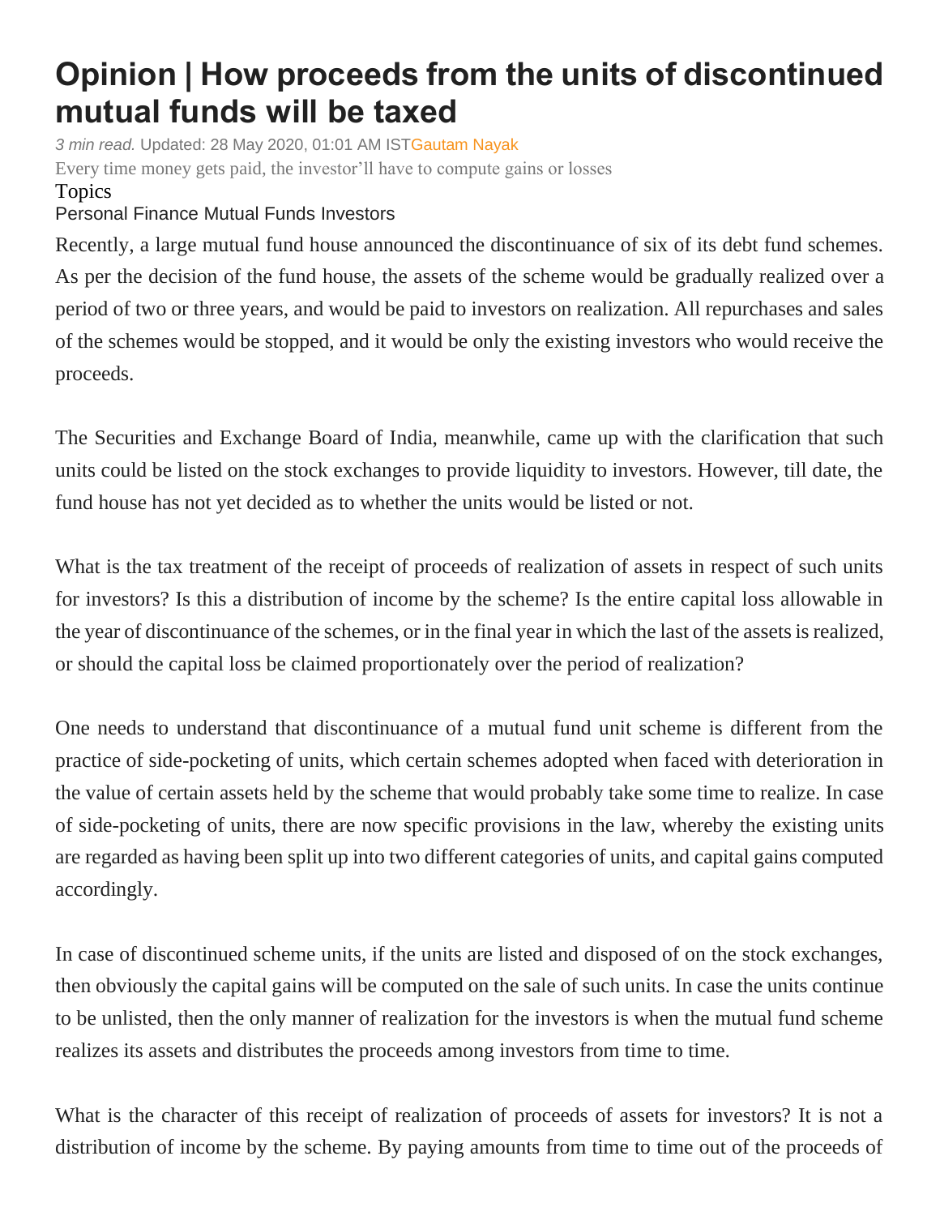# Opinion | How proceeds from the units of discontinued mutual funds will be taxed

*3 min read.* Updated: 28 May 2020, 01:01 AM IST Gautam Nayak

Every time money gets paid, the investor'll have to compute gains or losses

Topics

Personal Finance Mutual Funds Investors

Recently, a large mutual fund house announced the discontinuance of six of its debt fund schemes. As per the decision of the fund house, the assets of the scheme would be gradually realized over a period of two or three years, and would be paid to investors on realization. All repurchases and sales of the schemes would be stopped, and it would be only the existing investors who would receive the proceeds.

The Securities and Exchange Board of India, meanwhile, came up with the clarification that such units could be listed on the stock exchanges to provide liquidity to investors. However, till date, the fund house has not yet decided as to whether the units would be listed or not.

What is the tax treatment of the receipt of proceeds of realization of assets in respect of such units for investors? Is this a distribution of income by the scheme? Is the entire capital loss allowable in the year of discontinuance of the schemes, or in the final year in which the last of the assets is realized, or should the capital loss be claimed proportionately over the period of realization?

One needs to understand that discontinuance of a mutual fund unit scheme is different from the practice of side-pocketing of units, which certain schemes adopted when faced with deterioration in the value of certain assets held by the scheme that would probably take some time to realize. In case of side-pocketing of units, there are now specific provisions in the law, whereby the existing units are regarded as having been split up into two different categories of units, and capital gains computed accordingly.

In case of discontinued scheme units, if the units are listed and disposed of on the stock exchanges, then obviously the capital gains will be computed on the sale of such units. In case the units continue to be unlisted, then the only manner of realization for the investors is when the mutual fund scheme realizes its assets and distributes the proceeds among investors from time to time.

What is the character of this receipt of realization of proceeds of assets for investors? It is not a distribution of income by the scheme. By paying amounts from time to time out of the proceeds of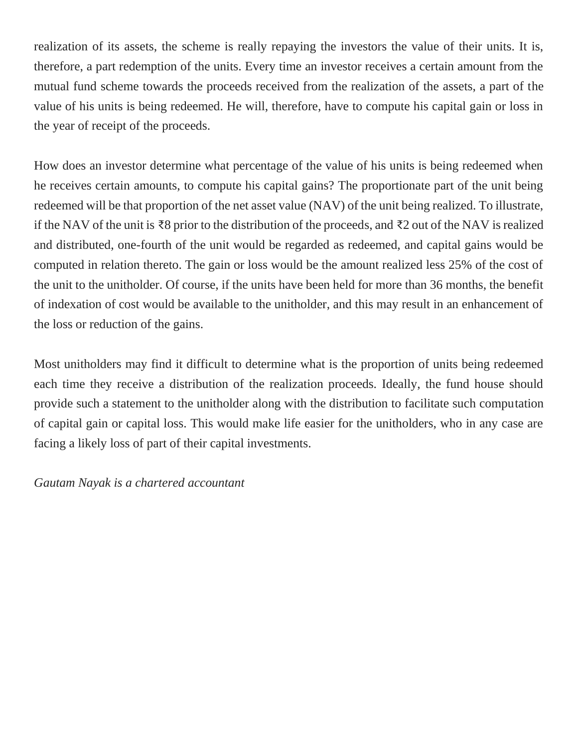realization of its assets, the scheme is really repaying the investors the value of their units. It is, therefore, a part redemption of the units. Every time an investor receives a certain amount from the mutual fund scheme towards the proceeds received from the realization of the assets, a part of the value of his units is being redeemed. He will, therefore, have to compute his capital gain or loss in the year of receipt of the proceeds.

How does an investor determine what percentage of the value of his units is being redeemed when he receives certain amounts, to compute his capital gains? The proportionate part of the unit being redeemed will be that proportion of the net asset value (NAV) of the unit being realized. To illustrate, if the NAV of the unit is ₹8 prior to the distribution of the proceeds, and ₹2 out of the NAV is realized and distributed, one-fourth of the unit would be regarded as redeemed, and capital gains would be computed in relation thereto. The gain or loss would be the amount realized less 25% of the cost of the unit to the unitholder. Of course, if the units have been held for more than 36 months, the benefit of indexation of cost would be available to the unitholder, and this may result in an enhancement of the loss or reduction of the gains.

Most unitholders may find it difficult to determine what is the proportion of units being redeemed each time they receive a distribution of the realization proceeds. Ideally, the fund house should provide such a statement to the unitholder along with the distribution to facilitate such computation of capital gain or capital loss. This would make life easier for the unitholders, who in any case are facing a likely loss of part of their capital investments.

*Gautam Nayak is a chartered accountant*